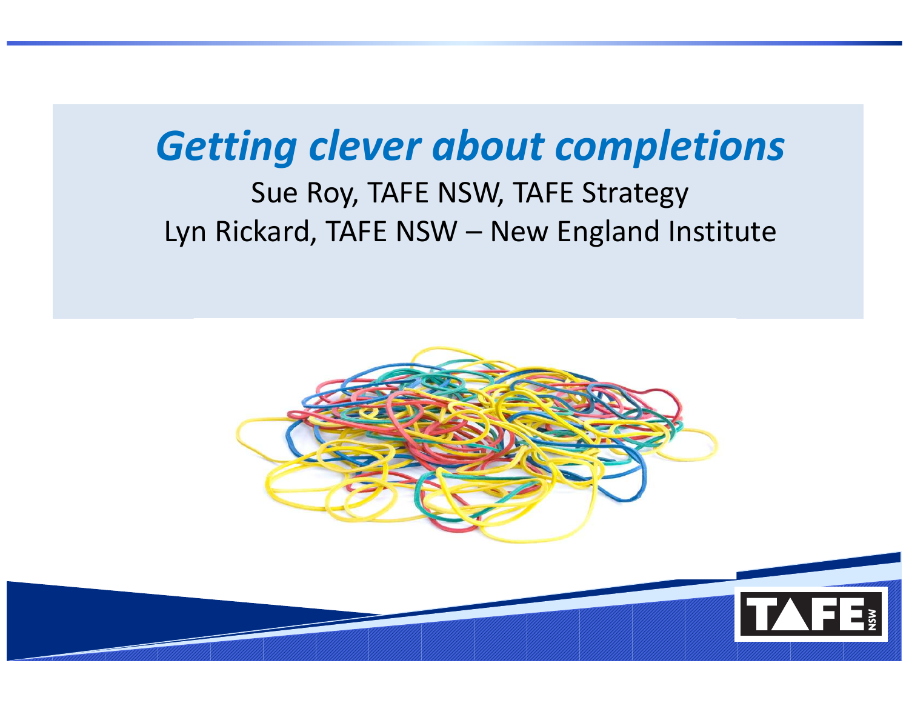# *Getting clever about completions*

Sue Roy, TAFE NSW, TAFE Strategy

Lyn Rickard, TAFE NSW – New England Institute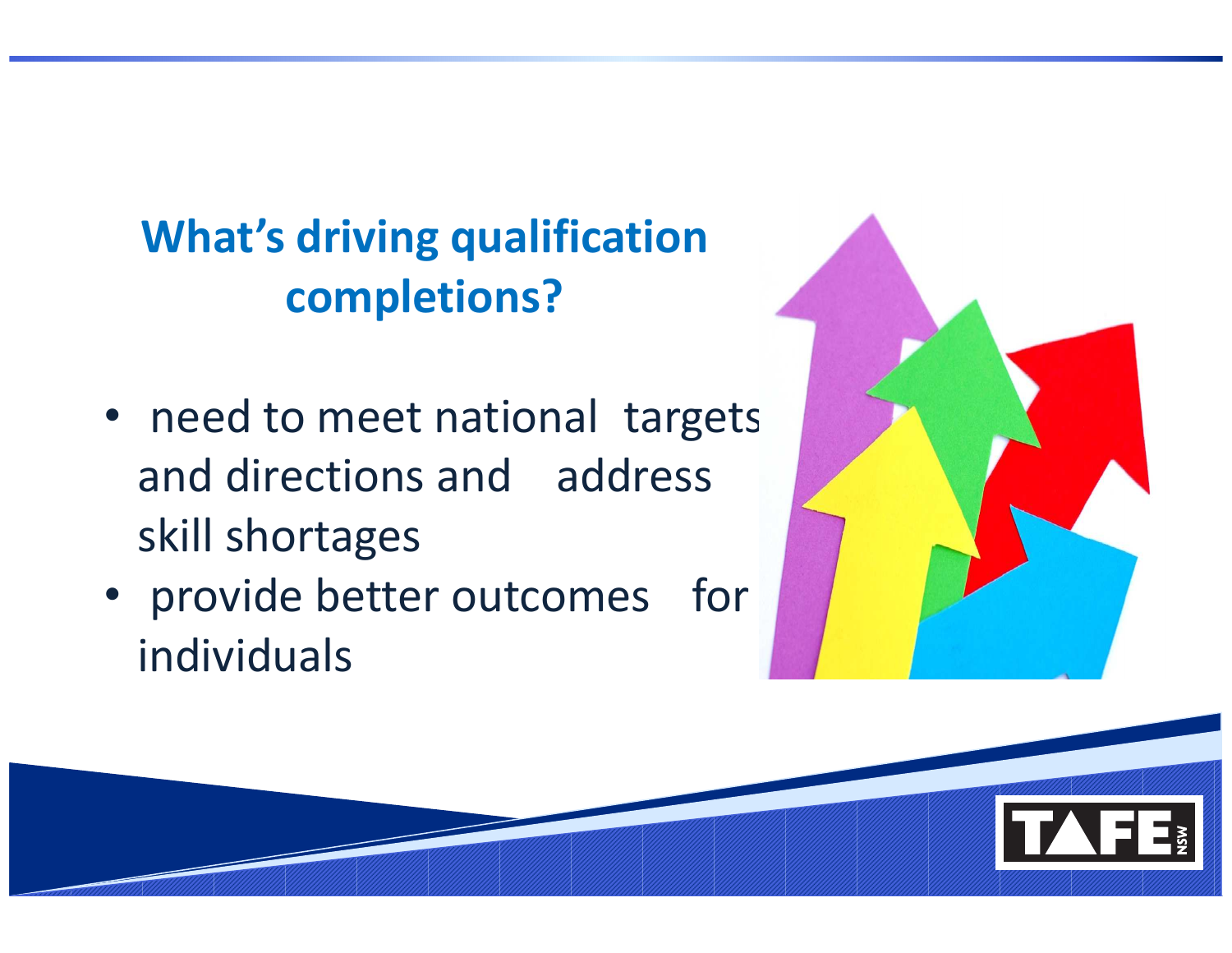## What's driving qualification completions?

- need to meet national targets and directions and address skill shortages
- provide better outcomes for individuals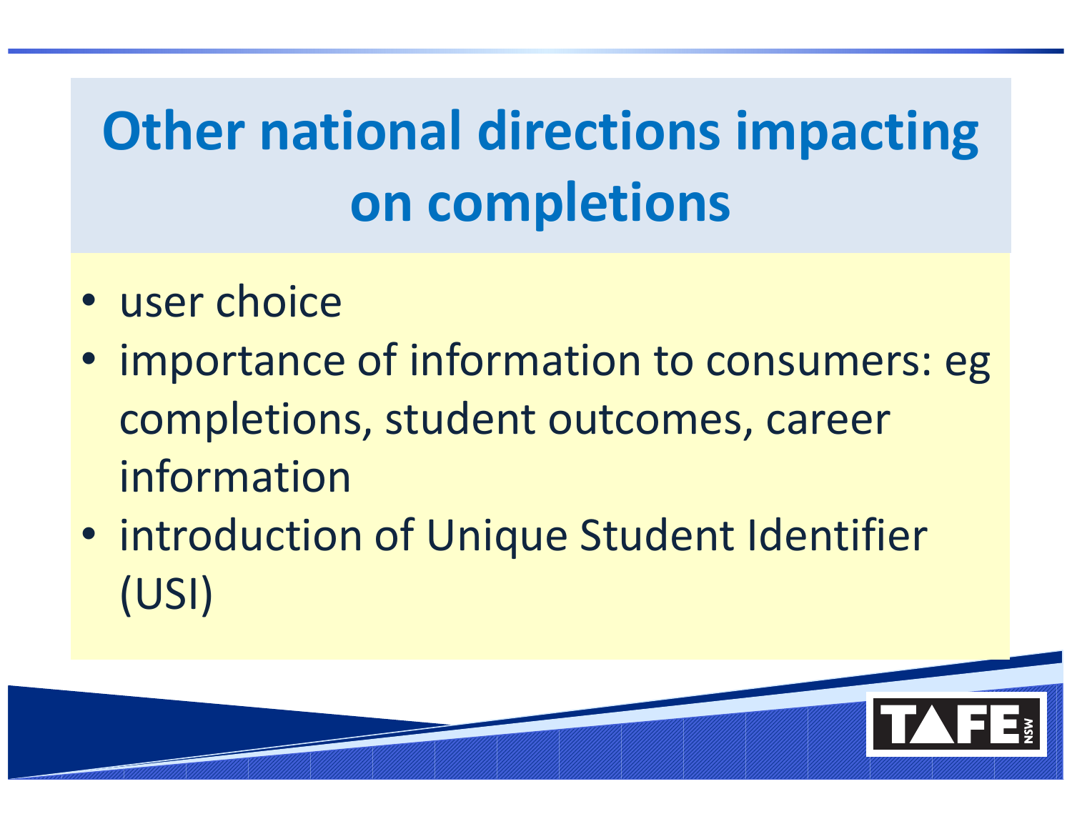# Other national directions impacting on completions

- user choice
- importance of information to consumers: eg completions, student outcomes, career information
- introduction of Unique Student Identifier (USI)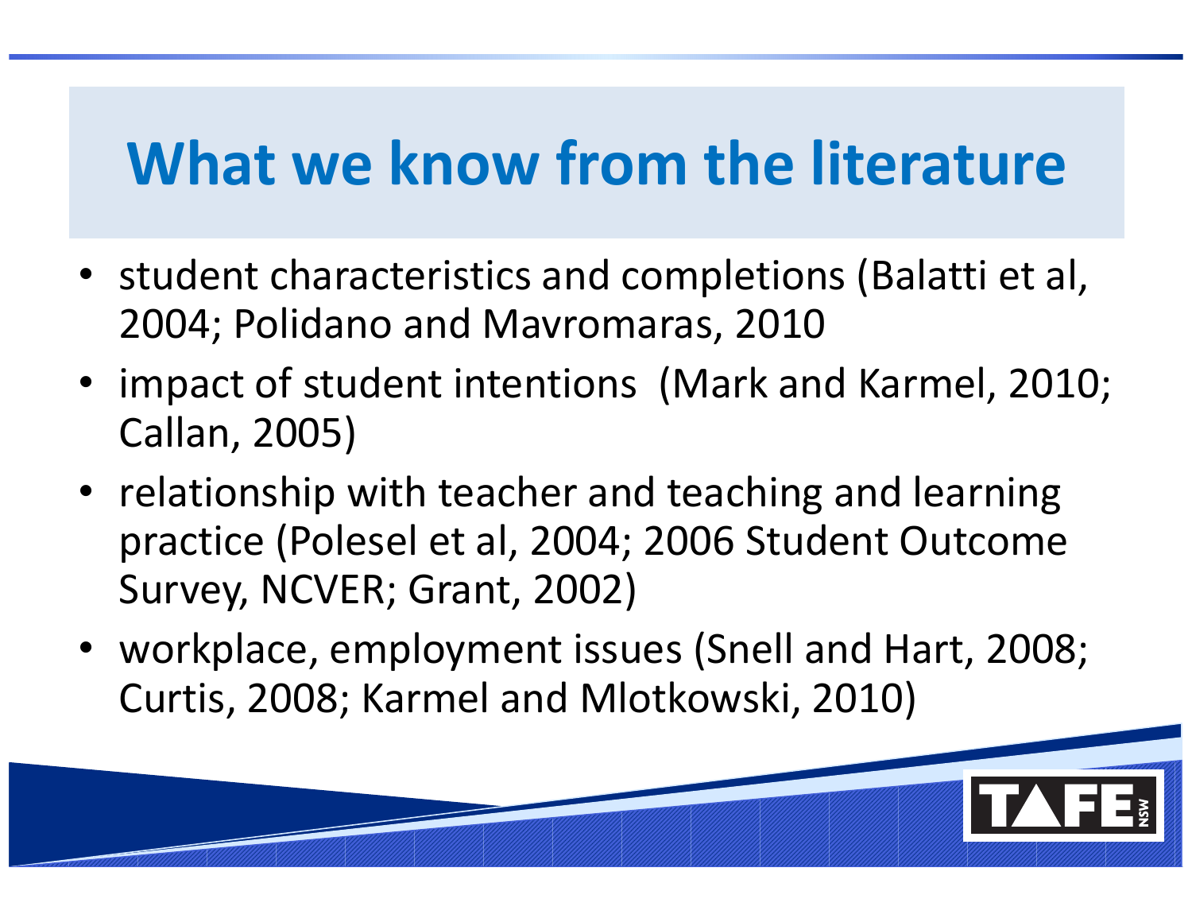# What we know from the literature

- student characteristics and completions (Balatti et al, 2004; Polidano and Mavromaras, 2010
- impact of student intentions (Mark and Karmel, 2010; Callan, 2005)
- relationship with teacher and teaching and learning practice (Polesel et al, 2004; 2006 Student Outcome Survey, NCVER; Grant, 2002)
- workplace, employment issues (Snell and Hart, 2008; Curtis, 2008; Karmel and Mlotkowski, 2010)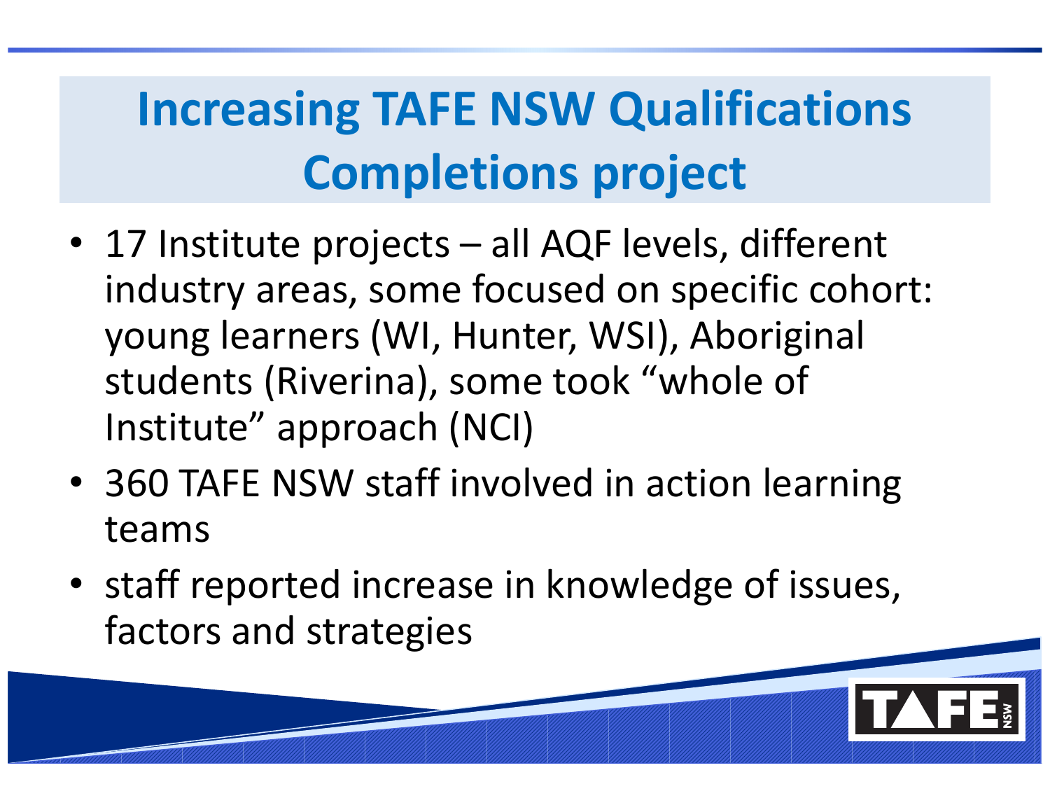# Increasing TAFE NSW Qualifications Completions project

- 17 Institute projects – all AQF levels, different industry areas, some focused on specific cohort: young learners (WI, Hunter, WSI), Aboriginal students (Riverina), some took "whole of Institute" approach (NCI)
- 360 TAFE NSW staff involved in action learning teams
- staff reported increase in knowledge of issues, factors and strategies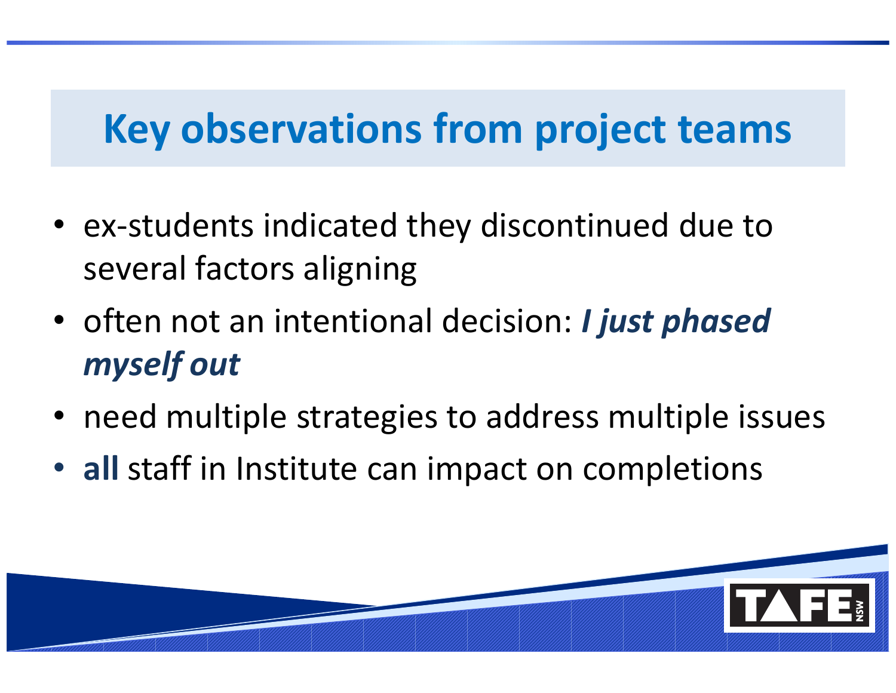# Key observations from project teams

- ex-students indicated they discontinued due to several factors aligning
- often not an intentional decision: ***I just phased myself out***
- need multiple strategies to address multiple issues
- **all** staff in Institute can impact on completions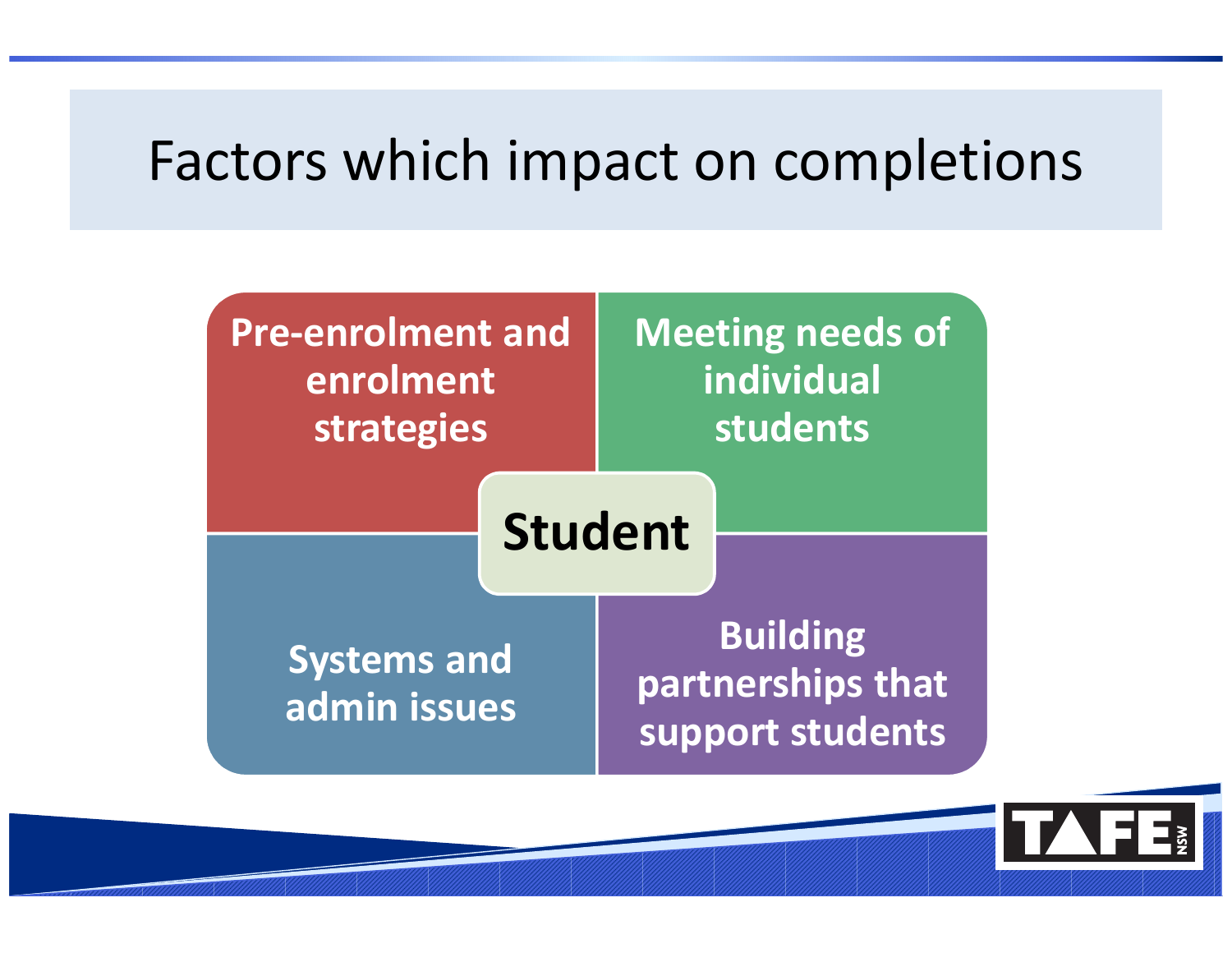# Factors which impact on completions

- Pre-enrolment and enrolment strategies
- Meeting needs of individual students
- Student
- Systems and admin issues
- Building partnerships that support students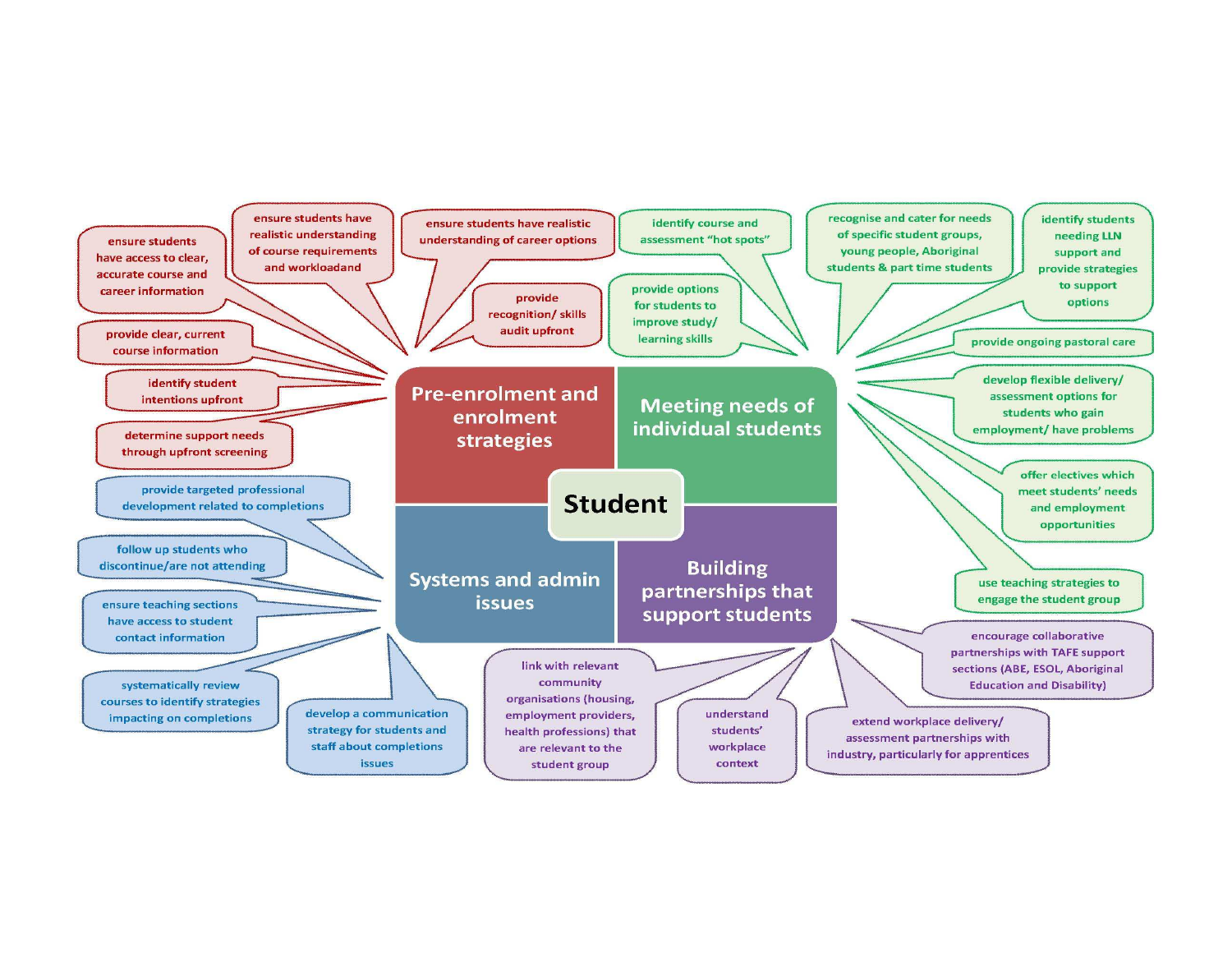# Student

## Pre-enrolment and enrolment strategies

- ensure students have access to clear, accurate course and career information
- ensure students have realistic understanding of course requirements and workloadand
- ensure students have realistic understanding of career options
- provide recognition/ skills audit upfront
- provide clear, current course information
- identify student intentions upfront
- determine support needs through upfront screening

## Meeting needs of individual students

- identify course and assessment "hot spots"
- provide options for students to improve study/ learning skills
- recognise and cater for needs of specific student groups, young people, Aboriginal students & part time students
- identify students needing LLN support and provide strategies to support options
- provide ongoing pastoral care
- develop flexible delivery/ assessment options for students who gain employment/ have problems
- offer electives which meet students' needs and employment opportunities
- use teaching strategies to engage the student group

## Systems and admin issues

- provide targeted professional development related to completions
- follow up students who discontinue/are not attending
- ensure teaching sections have access to student contact information
- systematically review courses to identify strategies impacting on completions
- develop a communication strategy for students and staff about completions issues

## Building partnerships that support students

- link with relevant community organisations (housing, employment providers, health professions) that are relevant to the student group
- understand students' workplace context
- extend workplace delivery/ assessment partnerships with industry, particularly for apprentices
- encourage collaborative partnerships with TAFE support sections (ABE, ESOL, Aboriginal Education and Disability)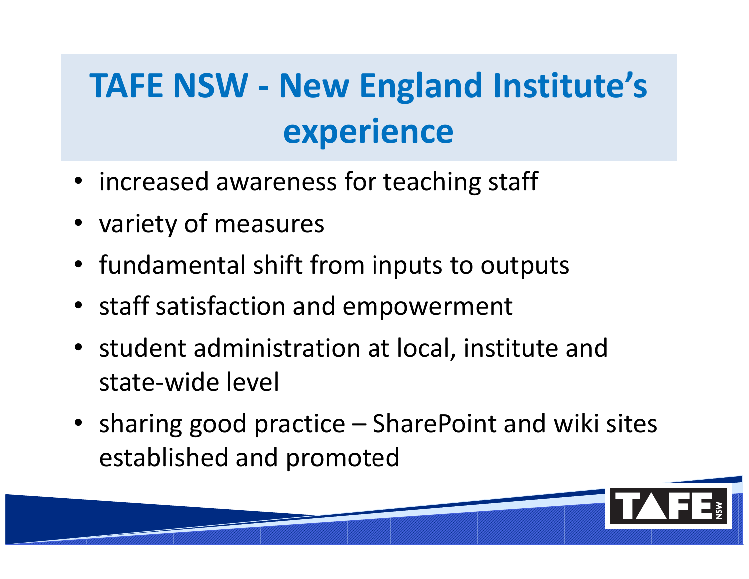# TAFE NSW - New England Institute's experience

- increased awareness for teaching staff
- variety of measures
- fundamental shift from inputs to outputs
- staff satisfaction and empowerment
- student administration at local, institute and state-wide level
- sharing good practice – SharePoint and wiki sites established and promoted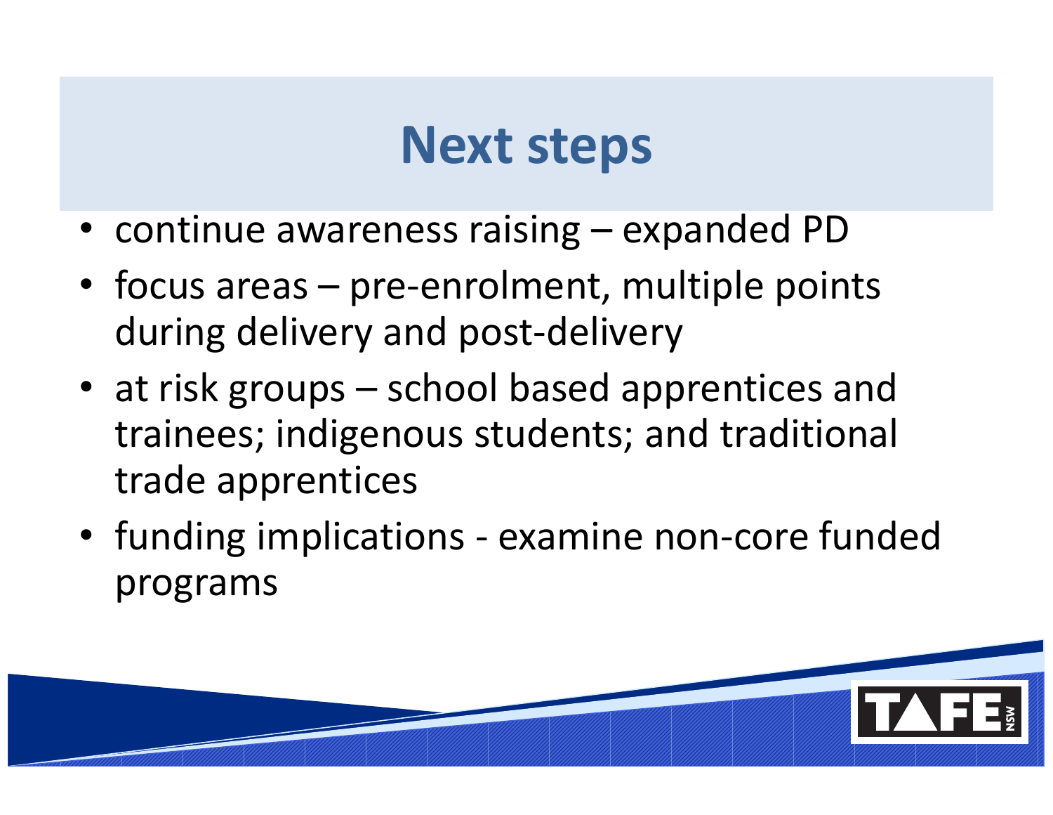# Next steps

- continue awareness raising – expanded PD
- focus areas – pre-enrolment, multiple points during delivery and post-delivery
- at risk groups – school based apprentices and trainees; indigenous students; and traditional trade apprentices
- funding implications - examine non-core funded programs